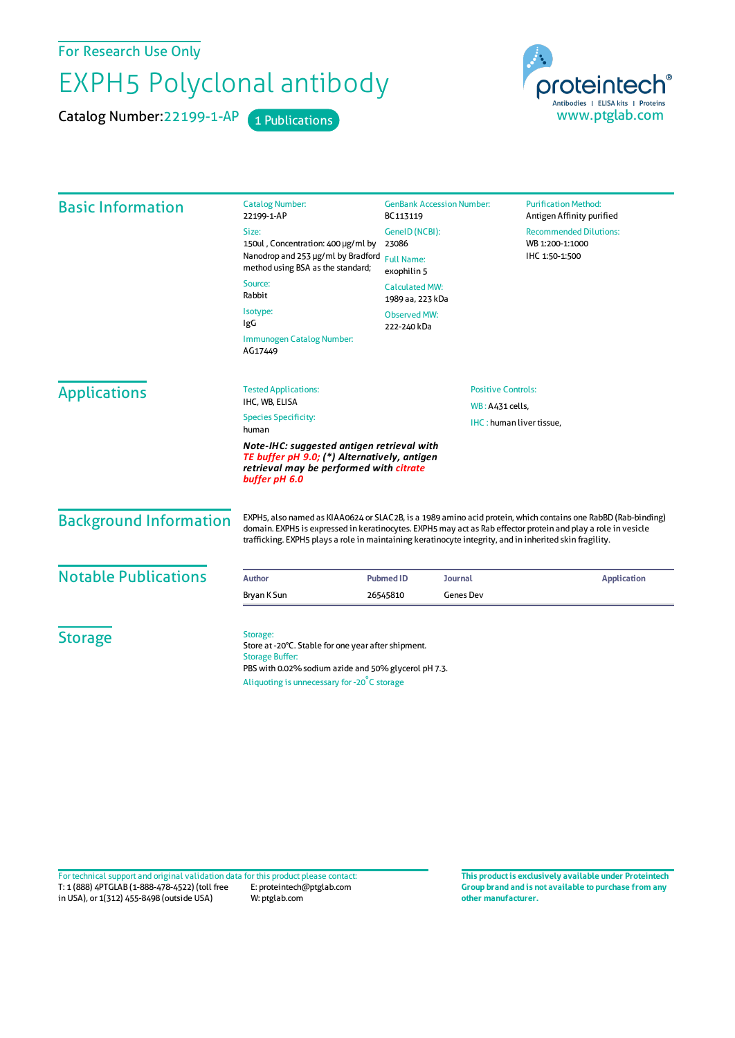For Research Use Only

# EXPH5 Polyclonal antibody

Catalog Number: 22199-1-AP    1 Publications

proteintech®
Antibodies | ELISA kits | Proteins
www.ptglab.com

## Basic Information

Catalog Number:
22199-1-AP

Size:
150ul , Concentration: 400 μg/ml by Nanodrop and 253 μg/ml by Bradford method using BSA as the standard;

Source:
Rabbit

Isotype:
IgG

Immunogen Catalog Number:
AG17449

GenBank Accession Number:
BC113119

GeneID (NCBI):
23086

Full Name:
exophilin 5

Calculated MW:
1989 aa, 223 kDa

Observed MW:
222-240 kDa

Purification Method:
Antigen Affinity purified

Recommended Dilutions:
WB 1:200-1:1000
IHC 1:50-1:500

## Applications

Tested Applications:
IHC, WB, ELISA

Species Specificity:
human

***Note-IHC: suggested antigen retrieval with TE buffer pH 9.0; (\*) Alternatively, antigen retrieval may be performed with citrate buffer pH 6.0***

Positive Controls:

WB : A431 cells,

IHC : human liver tissue,

## Background Information

EXPH5, also named as KIAA0624 or SLAC2B, is a 1989 amino acid protein, which contains one RabBD (Rab-binding) domain. EXPH5 is expressed in keratinocytes. EXPH5 may act as Rab effector protein and play a role in vesicle trafficking. EXPH5 plays a role in maintaining keratinocyte integrity, and in inherited skin fragility.

## Notable Publications

| Author | Pubmed ID | Journal | Application |
| --- | --- | --- | --- |
| Bryan K Sun | 26545810 | Genes Dev | |

## Storage

Storage:
Store at -20°C. Stable for one year after shipment.

Storage Buffer:
PBS with 0.02% sodium azide and 50% glycerol pH 7.3.

Aliquoting is unnecessary for -20°C storage

For technical support and original validation data for this product please contact:
T: 1 (888) 4PTGLAB (1-888-478-4522) (toll free in USA), or 1(312) 455-8498 (outside USA)
E: proteintech@ptglab.com
W: ptglab.com

**This product is exclusively available under Proteintech Group brand and is not available to purchase from any other manufacturer.**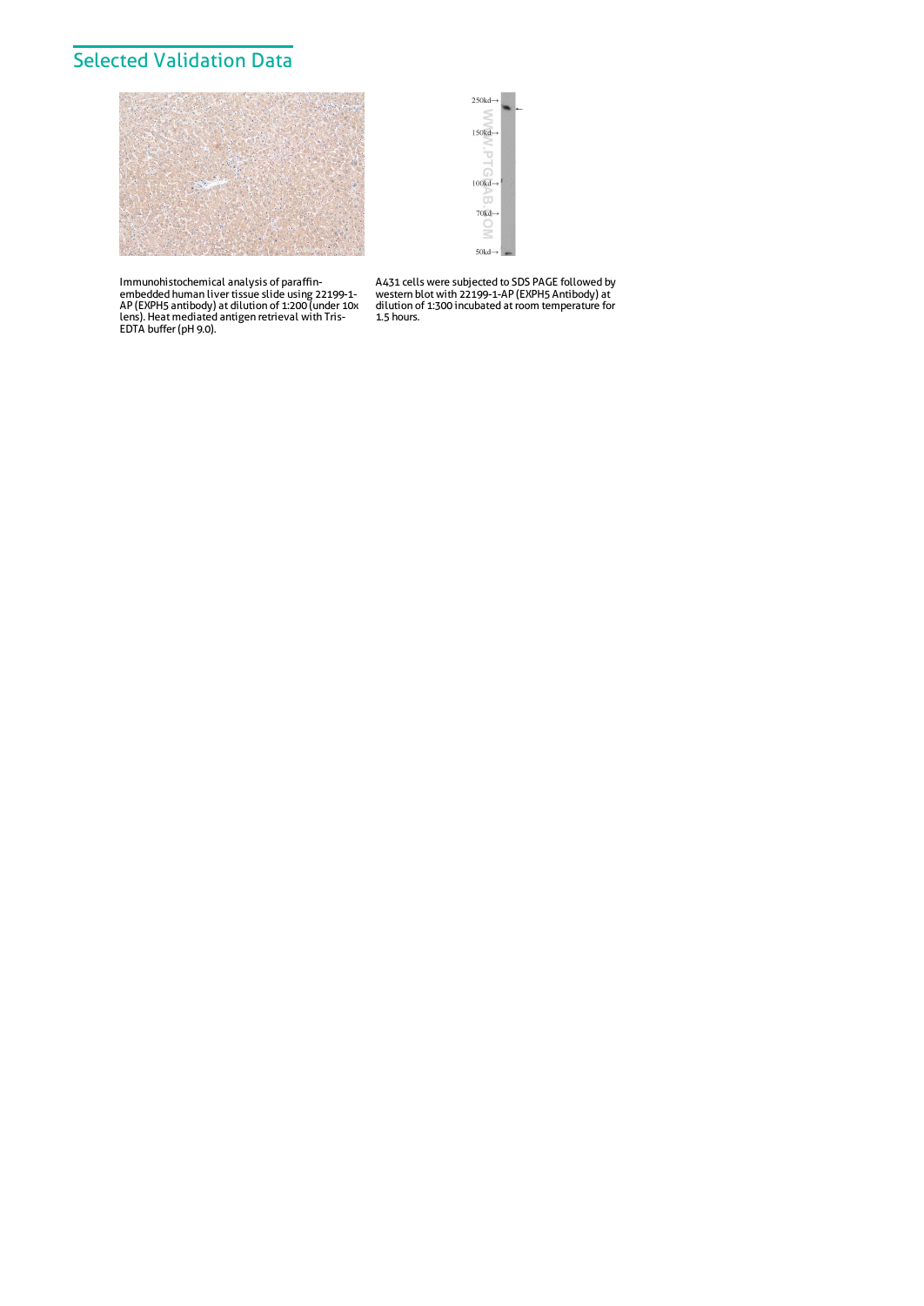## Selected Validation Data

250kd→
150kd→
100kd→
70kd→
50kd→

Immunohistochemical analysis of paraffin-embedded human liver tissue slide using 22199-1-AP (EXPH5 antibody) at dilution of 1:200 (under 10x lens). Heat mediated antigen retrieval with Tris-EDTA buffer (pH 9.0).

A431 cells were subjected to SDS PAGE followed by western blot with 22199-1-AP (EXPH5 Antibody) at dilution of 1:300 incubated at room temperature for 1.5 hours.